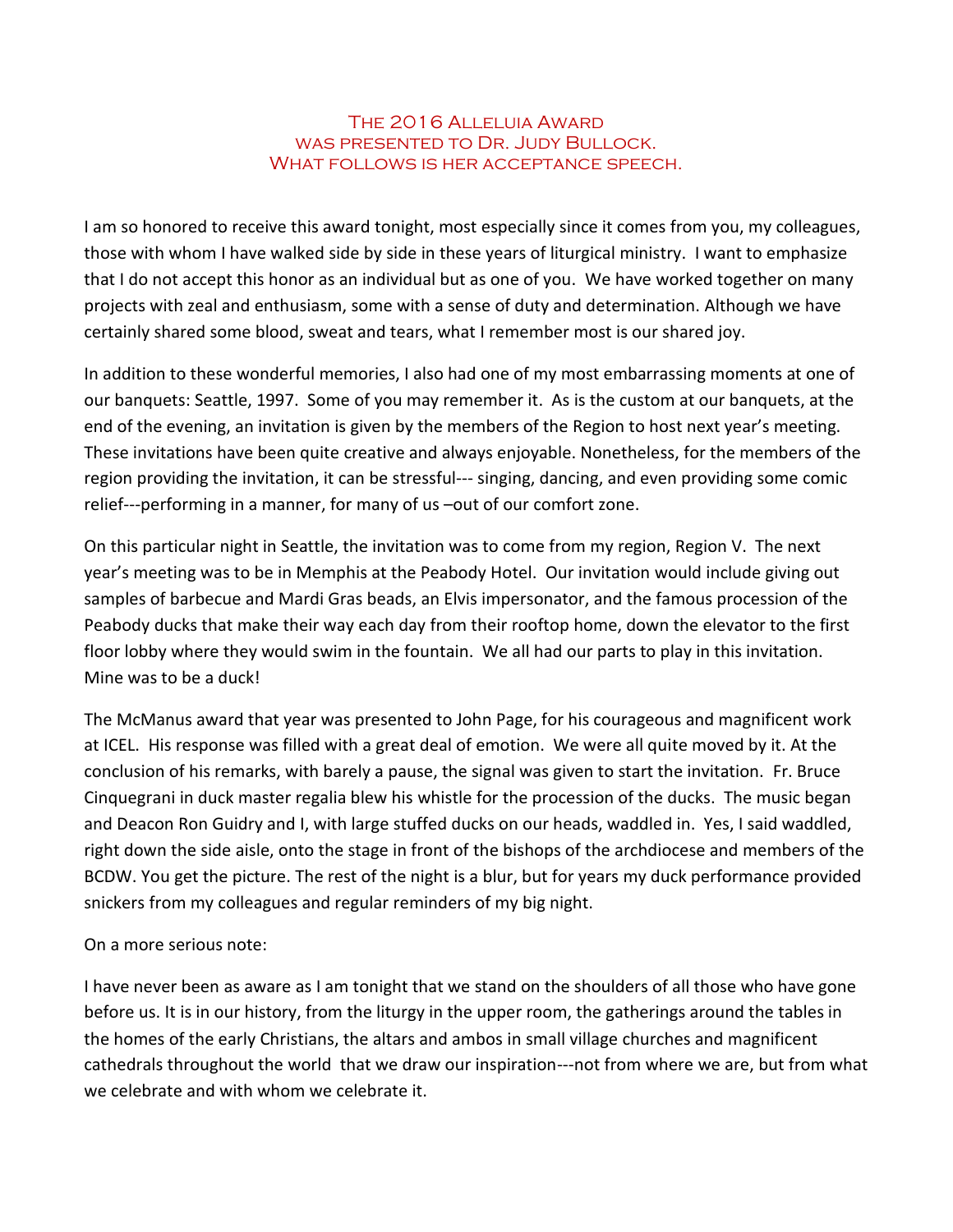### The 2016 Alleluia Award was presented to Dr. Judy Bullock. What follows is her acceptance speech.

I am so honored to receive this award tonight, most especially since it comes from you, my colleagues, those with whom I have walked side by side in these years of liturgical ministry. I want to emphasize that I do not accept this honor as an individual but as one of you. We have worked together on many projects with zeal and enthusiasm, some with a sense of duty and determination. Although we have certainly shared some blood, sweat and tears, what I remember most is our shared joy.

In addition to these wonderful memories, I also had one of my most embarrassing moments at one of our banquets: Seattle, 1997. Some of you may remember it. As is the custom at our banquets, at the end of the evening, an invitation is given by the members of the Region to host next year's meeting. These invitations have been quite creative and always enjoyable. Nonetheless, for the members of the region providing the invitation, it can be stressful--- singing, dancing, and even providing some comic relief---performing in a manner, for many of us –out of our comfort zone.

On this particular night in Seattle, the invitation was to come from my region, Region V. The next year's meeting was to be in Memphis at the Peabody Hotel. Our invitation would include giving out samples of barbecue and Mardi Gras beads, an Elvis impersonator, and the famous procession of the Peabody ducks that make their way each day from their rooftop home, down the elevator to the first floor lobby where they would swim in the fountain. We all had our parts to play in this invitation. Mine was to be a duck!

The McManus award that year was presented to John Page, for his courageous and magnificent work at ICEL. His response was filled with a great deal of emotion. We were all quite moved by it. At the conclusion of his remarks, with barely a pause, the signal was given to start the invitation. Fr. Bruce Cinquegrani in duck master regalia blew his whistle for the procession of the ducks. The music began and Deacon Ron Guidry and I, with large stuffed ducks on our heads, waddled in. Yes, I said waddled, right down the side aisle, onto the stage in front of the bishops of the archdiocese and members of the BCDW. You get the picture. The rest of the night is a blur, but for years my duck performance provided snickers from my colleagues and regular reminders of my big night.

On a more serious note:

I have never been as aware as I am tonight that we stand on the shoulders of all those who have gone before us. It is in our history, from the liturgy in the upper room, the gatherings around the tables in the homes of the early Christians, the altars and ambos in small village churches and magnificent cathedrals throughout the world that we draw our inspiration---not from where we are, but from what we celebrate and with whom we celebrate it.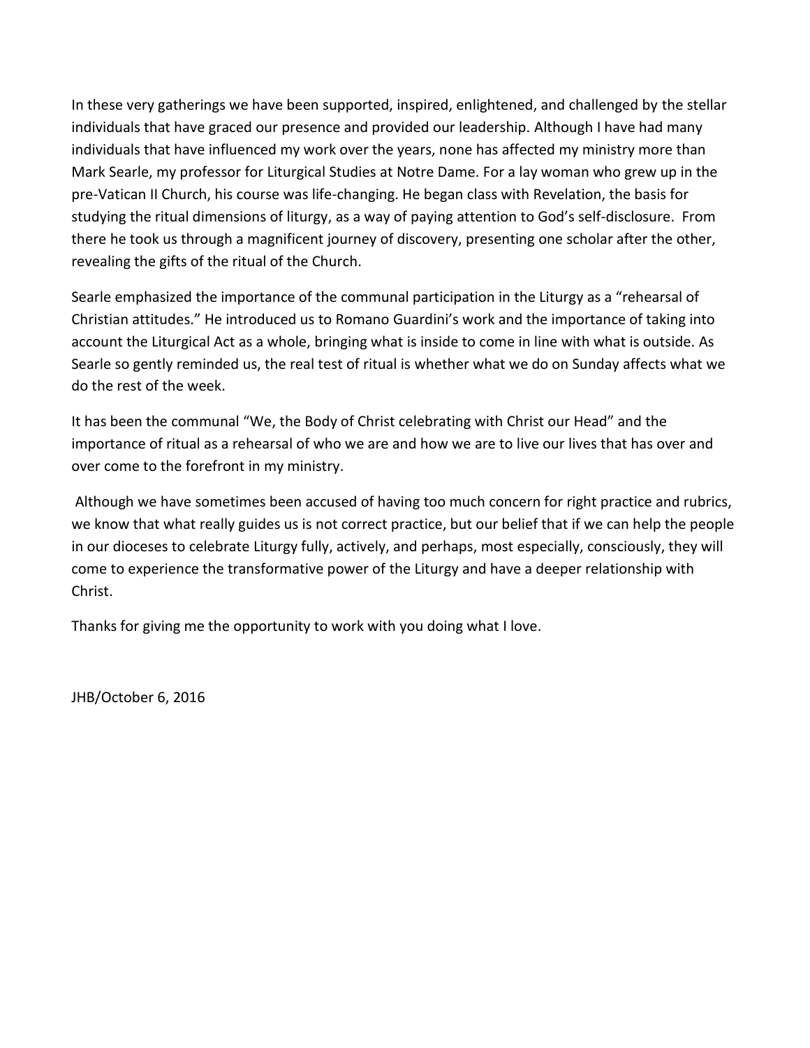In these very gatherings we have been supported, inspired, enlightened, and challenged by the stellar individuals that have graced our presence and provided our leadership. Although I have had many individuals that have influenced my work over the years, none has affected my ministry more than Mark Searle, my professor for Liturgical Studies at Notre Dame. For a lay woman who grew up in the pre-Vatican II Church, his course was life-changing. He began class with Revelation, the basis for studying the ritual dimensions of liturgy, as a way of paying attention to God's self-disclosure. From there he took us through a magnificent journey of discovery, presenting one scholar after the other, revealing the gifts of the ritual of the Church.

Searle emphasized the importance of the communal participation in the Liturgy as a "rehearsal of Christian attitudes." He introduced us to Romano Guardini's work and the importance of taking into account the Liturgical Act as a whole, bringing what is inside to come in line with what is outside. As Searle so gently reminded us, the real test of ritual is whether what we do on Sunday affects what we do the rest of the week.

It has been the communal "We, the Body of Christ celebrating with Christ our Head" and the importance of ritual as a rehearsal of who we are and how we are to live our lives that has over and over come to the forefront in my ministry.

Although we have sometimes been accused of having too much concern for right practice and rubrics, we know that what really guides us is not correct practice, but our belief that if we can help the people in our dioceses to celebrate Liturgy fully, actively, and perhaps, most especially, consciously, they will come to experience the transformative power of the Liturgy and have a deeper relationship with Christ.

Thanks for giving me the opportunity to work with you doing what I love.

JHB/October 6, 2016